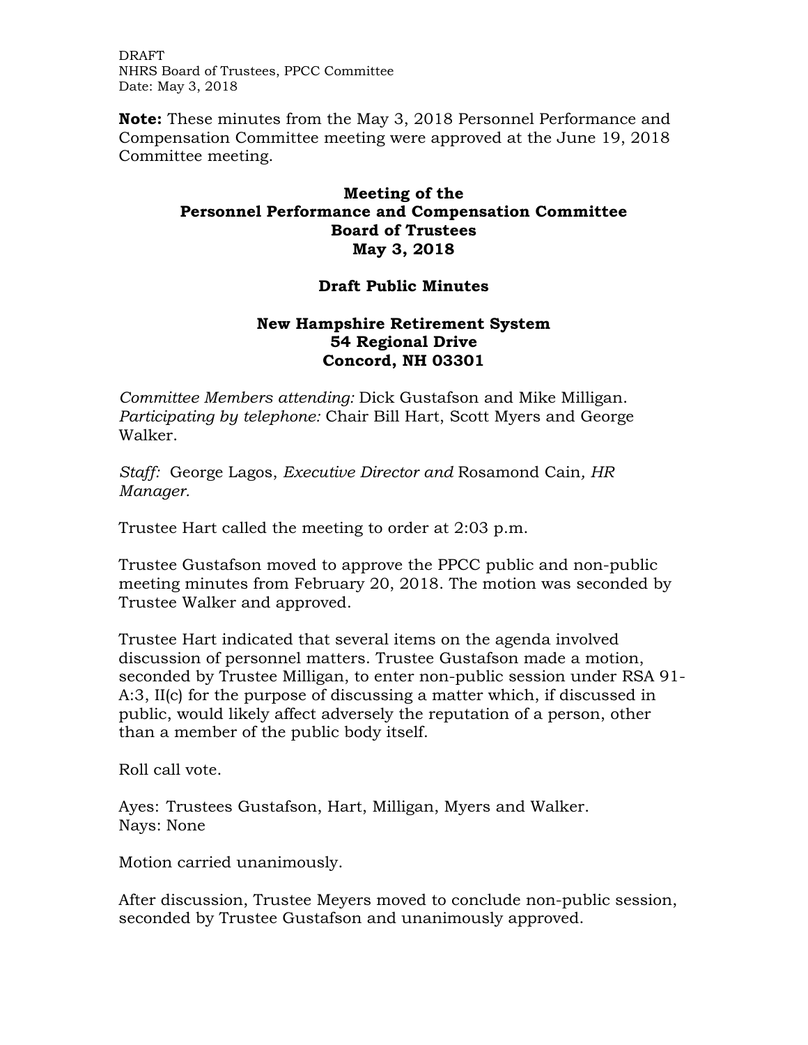DRAFT
NHRS Board of Trustees, PPCC Committee
Date: May 3, 2018

**Note:** These minutes from the May 3, 2018 Personnel Performance and Compensation Committee meeting were approved at the June 19, 2018 Committee meeting.

# Meeting of the Personnel Performance and Compensation Committee Board of Trustees May 3, 2018

## Draft Public Minutes

### New Hampshire Retirement System
### 54 Regional Drive
### Concord, NH 03301

*Committee Members attending:* Dick Gustafson and Mike Milligan. *Participating by telephone:* Chair Bill Hart, Scott Myers and George Walker.

*Staff:* George Lagos, *Executive Director and* Rosamond Cain*, HR Manager.*

Trustee Hart called the meeting to order at 2:03 p.m.

Trustee Gustafson moved to approve the PPCC public and non-public meeting minutes from February 20, 2018. The motion was seconded by Trustee Walker and approved.

Trustee Hart indicated that several items on the agenda involved discussion of personnel matters. Trustee Gustafson made a motion, seconded by Trustee Milligan, to enter non-public session under RSA 91-A:3, II(c) for the purpose of discussing a matter which, if discussed in public, would likely affect adversely the reputation of a person, other than a member of the public body itself.

Roll call vote.

Ayes: Trustees Gustafson, Hart, Milligan, Myers and Walker.
Nays: None

Motion carried unanimously.

After discussion, Trustee Meyers moved to conclude non-public session, seconded by Trustee Gustafson and unanimously approved.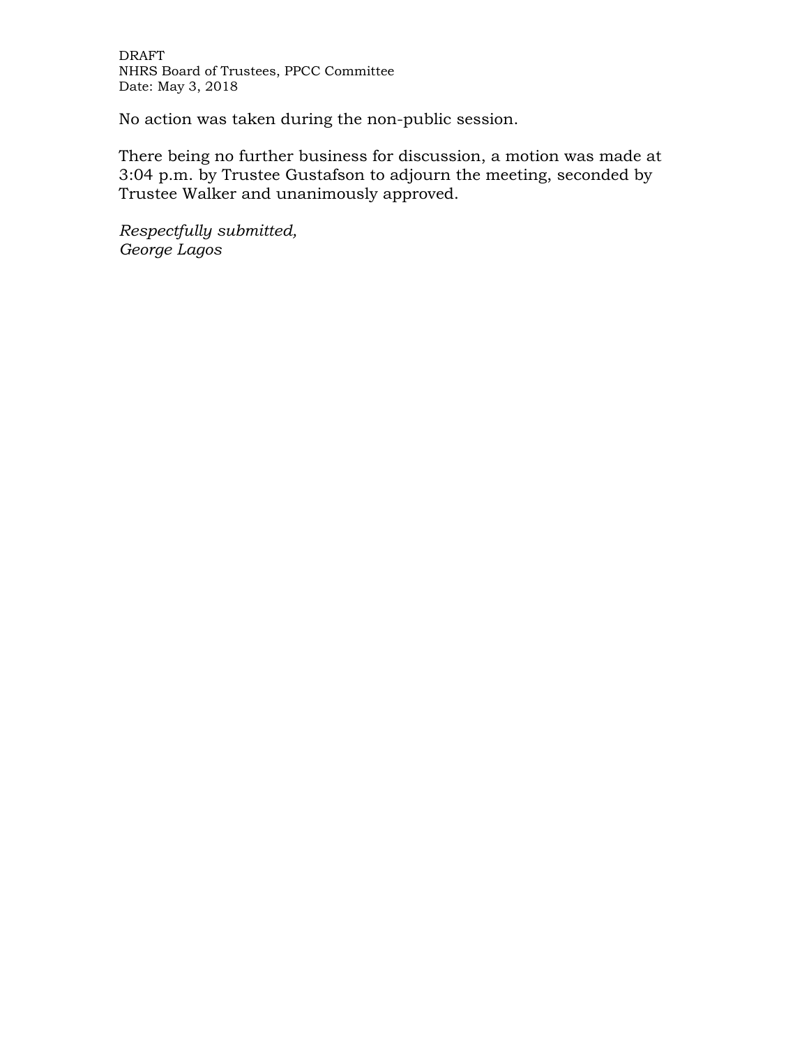No action was taken during the non-public session.

There being no further business for discussion, a motion was made at 3:04 p.m. by Trustee Gustafson to adjourn the meeting, seconded by Trustee Walker and unanimously approved.

*Respectfully submitted,*
*George Lagos*